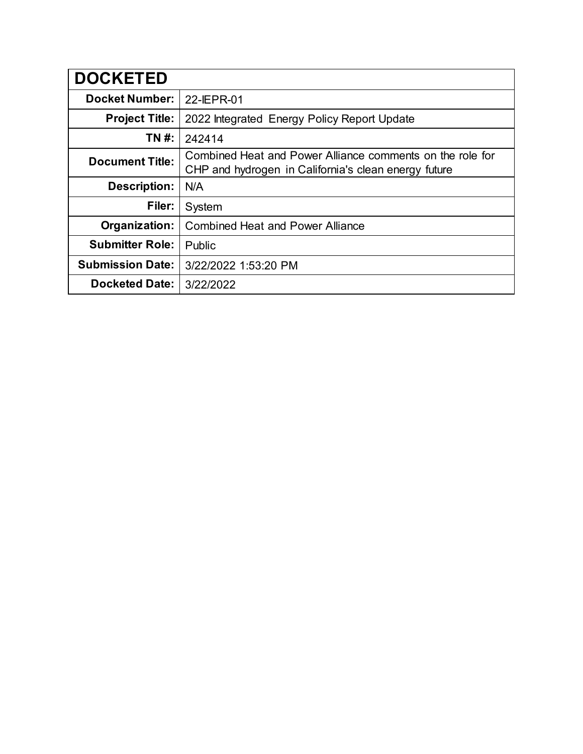| DOCKETED | |
|---|---|
| **Docket Number:** | 22-IEPR-01 |
| **Project Title:** | 2022 Integrated Energy Policy Report Update |
| **TN #:** | 242414 |
| **Document Title:** | Combined Heat and Power Alliance comments on the role for CHP and hydrogen in California's clean energy future |
| **Description:** | N/A |
| **Filer:** | System |
| **Organization:** | Combined Heat and Power Alliance |
| **Submitter Role:** | Public |
| **Submission Date:** | 3/22/2022 1:53:20 PM |
| **Docketed Date:** | 3/22/2022 |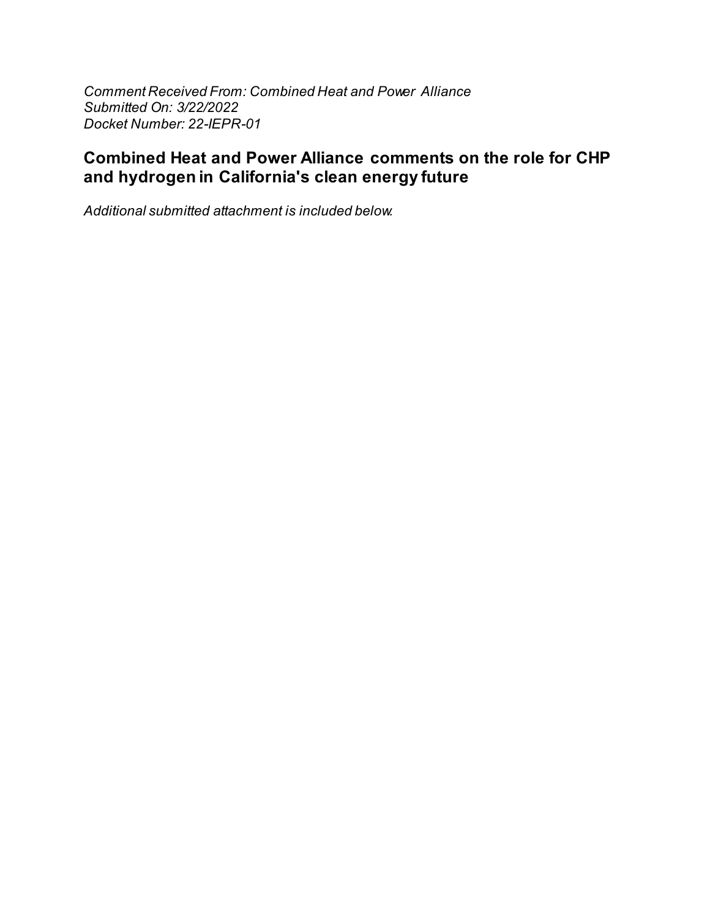*Comment Received From: Combined Heat and Power Alliance*
*Submitted On: 3/22/2022*
*Docket Number: 22-IEPR-01*

## Combined Heat and Power Alliance comments on the role for CHP and hydrogen in California's clean energy future

*Additional submitted attachment is included below.*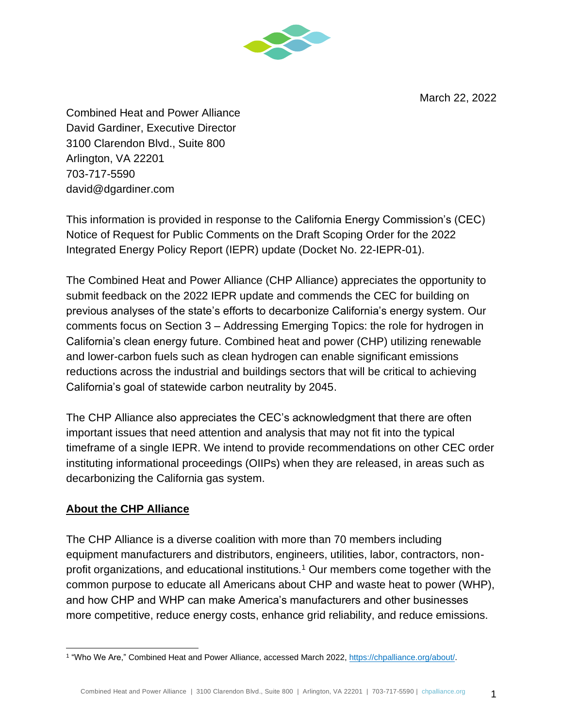March 22, 2022

Combined Heat and Power Alliance
David Gardiner, Executive Director
3100 Clarendon Blvd., Suite 800
Arlington, VA 22201
703-717-5590
david@dgardiner.com

This information is provided in response to the California Energy Commission's (CEC) Notice of Request for Public Comments on the Draft Scoping Order for the 2022 Integrated Energy Policy Report (IEPR) update (Docket No. 22-IEPR-01).

The Combined Heat and Power Alliance (CHP Alliance) appreciates the opportunity to submit feedback on the 2022 IEPR update and commends the CEC for building on previous analyses of the state's efforts to decarbonize California's energy system. Our comments focus on Section 3 – Addressing Emerging Topics: the role for hydrogen in California's clean energy future. Combined heat and power (CHP) utilizing renewable and lower-carbon fuels such as clean hydrogen can enable significant emissions reductions across the industrial and buildings sectors that will be critical to achieving California's goal of statewide carbon neutrality by 2045.

The CHP Alliance also appreciates the CEC's acknowledgment that there are often important issues that need attention and analysis that may not fit into the typical timeframe of a single IEPR. We intend to provide recommendations on other CEC order instituting informational proceedings (OIIPs) when they are released, in areas such as decarbonizing the California gas system.

## About the CHP Alliance

The CHP Alliance is a diverse coalition with more than 70 members including equipment manufacturers and distributors, engineers, utilities, labor, contractors, non-profit organizations, and educational institutions.[1] Our members come together with the common purpose to educate all Americans about CHP and waste heat to power (WHP), and how CHP and WHP can make America's manufacturers and other businesses more competitive, reduce energy costs, enhance grid reliability, and reduce emissions.

---

[1] "Who We Are," Combined Heat and Power Alliance, accessed March 2022, https://chpalliance.org/about/.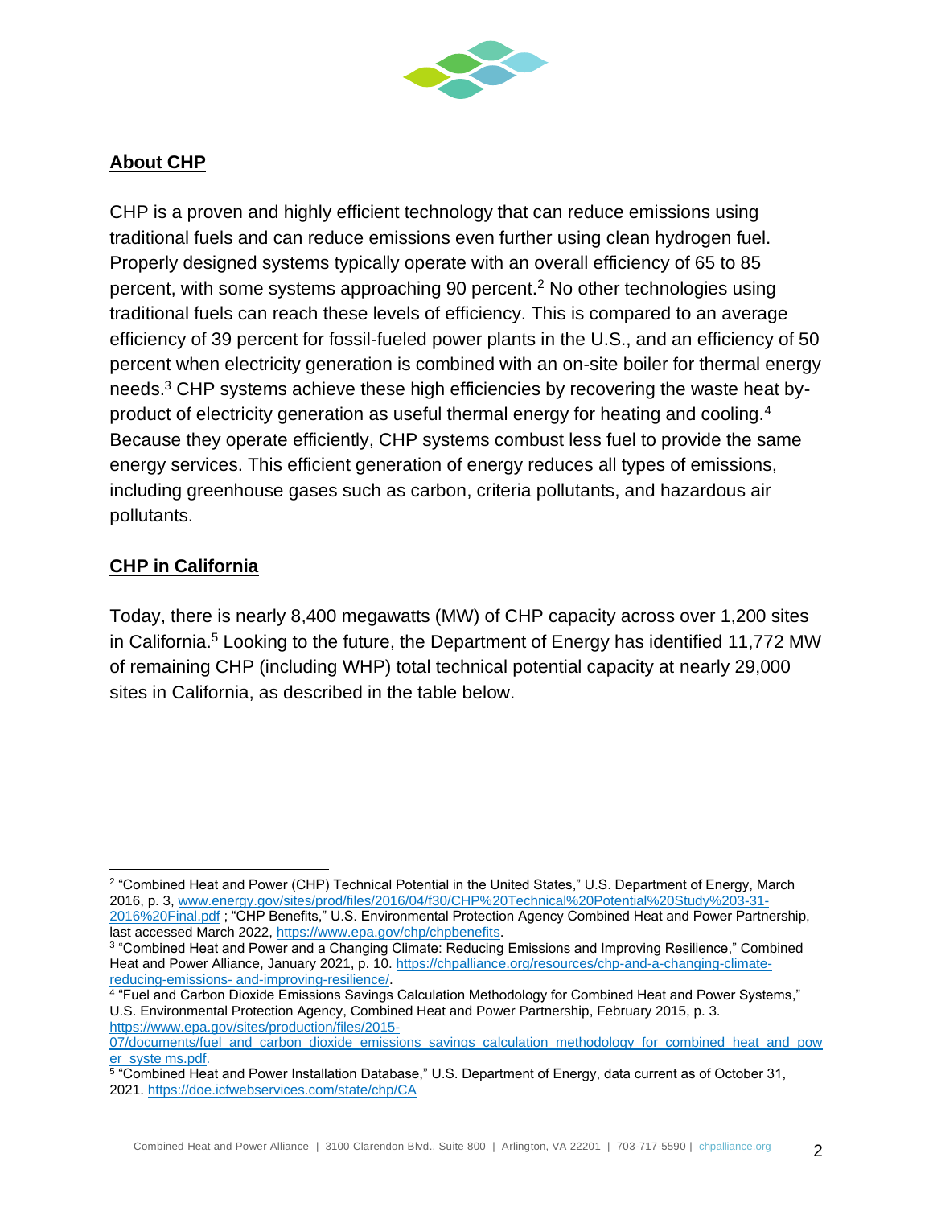## About CHP

CHP is a proven and highly efficient technology that can reduce emissions using traditional fuels and can reduce emissions even further using clean hydrogen fuel. Properly designed systems typically operate with an overall efficiency of 65 to 85 percent, with some systems approaching 90 percent.[2] No other technologies using traditional fuels can reach these levels of efficiency. This is compared to an average efficiency of 39 percent for fossil-fueled power plants in the U.S., and an efficiency of 50 percent when electricity generation is combined with an on-site boiler for thermal energy needs.[3] CHP systems achieve these high efficiencies by recovering the waste heat by-product of electricity generation as useful thermal energy for heating and cooling.[4] Because they operate efficiently, CHP systems combust less fuel to provide the same energy services. This efficient generation of energy reduces all types of emissions, including greenhouse gases such as carbon, criteria pollutants, and hazardous air pollutants.

## CHP in California

Today, there is nearly 8,400 megawatts (MW) of CHP capacity across over 1,200 sites in California.[5] Looking to the future, the Department of Energy has identified 11,772 MW of remaining CHP (including WHP) total technical potential capacity at nearly 29,000 sites in California, as described in the table below.

---

[2] "Combined Heat and Power (CHP) Technical Potential in the United States," U.S. Department of Energy, March 2016, p. 3, www.energy.gov/sites/prod/files/2016/04/f30/CHP%20Technical%20Potential%20Study%203-31-2016%20Final.pdf ; "CHP Benefits," U.S. Environmental Protection Agency Combined Heat and Power Partnership, last accessed March 2022, https://www.epa.gov/chp/chpbenefits.

[3] "Combined Heat and Power and a Changing Climate: Reducing Emissions and Improving Resilience," Combined Heat and Power Alliance, January 2021, p. 10. https://chpalliance.org/resources/chp-and-a-changing-climate-reducing-emissions- and-improving-resilience/.

[4] "Fuel and Carbon Dioxide Emissions Savings Calculation Methodology for Combined Heat and Power Systems," U.S. Environmental Protection Agency, Combined Heat and Power Partnership, February 2015, p. 3. https://www.epa.gov/sites/production/files/2015-07/documents/fuel_and_carbon_dioxide_emissions_savings_calculation_methodology_for_combined_heat_and_power_syste ms.pdf.

[5] "Combined Heat and Power Installation Database," U.S. Department of Energy, data current as of October 31, 2021. https://doe.icfwebservices.com/state/chp/CA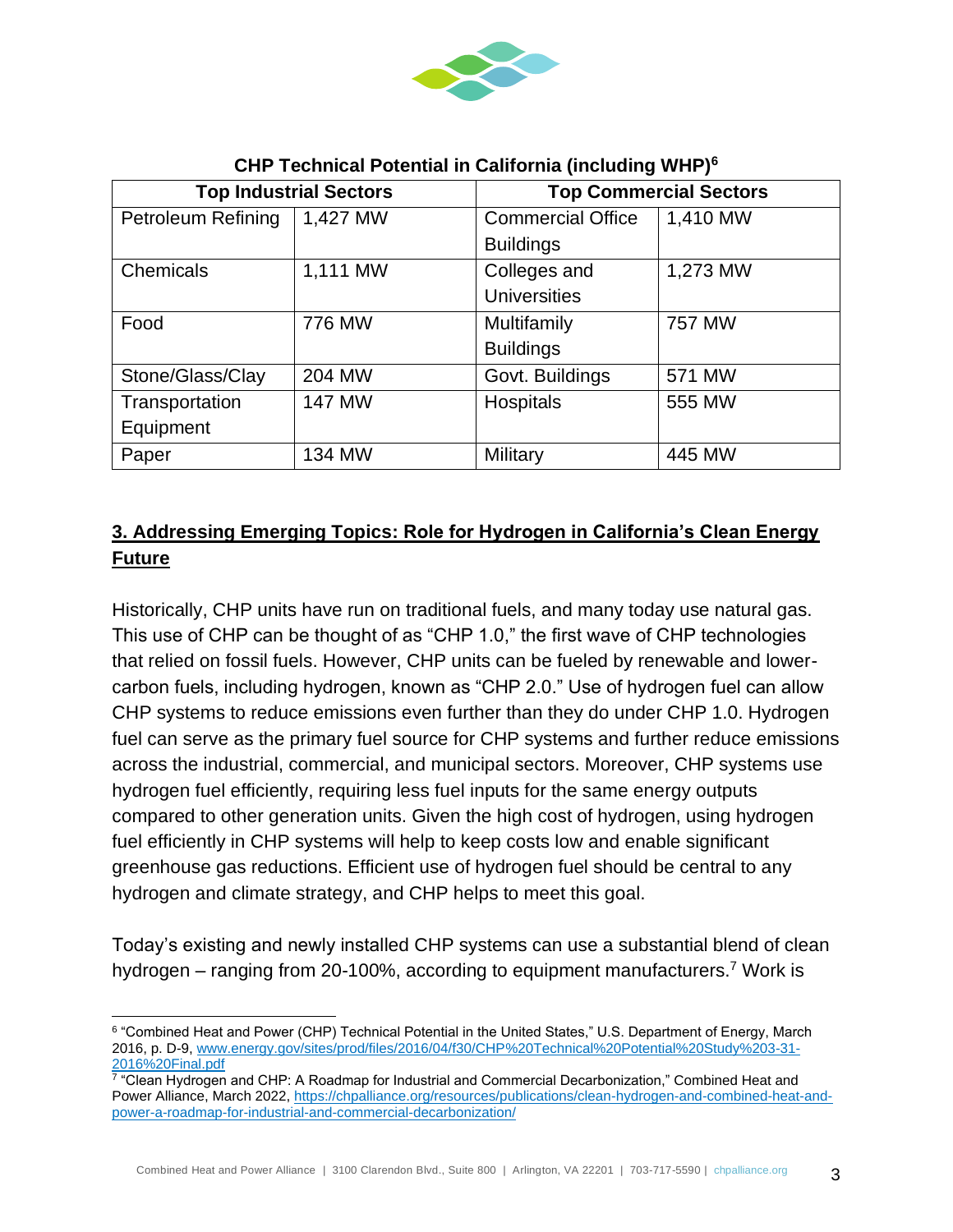**CHP Technical Potential in California (including WHP)[6]**

| Top Industrial Sectors | | Top Commercial Sectors | |
|---|---|---|---|
| Petroleum Refining | 1,427 MW | Commercial Office Buildings | 1,410 MW |
| Chemicals | 1,111 MW | Colleges and Universities | 1,273 MW |
| Food | 776 MW | Multifamily Buildings | 757 MW |
| Stone/Glass/Clay | 204 MW | Govt. Buildings | 571 MW |
| Transportation Equipment | 147 MW | Hospitals | 555 MW |
| Paper | 134 MW | Military | 445 MW |

## 3. Addressing Emerging Topics: Role for Hydrogen in California's Clean Energy Future

Historically, CHP units have run on traditional fuels, and many today use natural gas. This use of CHP can be thought of as "CHP 1.0," the first wave of CHP technologies that relied on fossil fuels. However, CHP units can be fueled by renewable and lower-carbon fuels, including hydrogen, known as "CHP 2.0." Use of hydrogen fuel can allow CHP systems to reduce emissions even further than they do under CHP 1.0. Hydrogen fuel can serve as the primary fuel source for CHP systems and further reduce emissions across the industrial, commercial, and municipal sectors. Moreover, CHP systems use hydrogen fuel efficiently, requiring less fuel inputs for the same energy outputs compared to other generation units. Given the high cost of hydrogen, using hydrogen fuel efficiently in CHP systems will help to keep costs low and enable significant greenhouse gas reductions. Efficient use of hydrogen fuel should be central to any hydrogen and climate strategy, and CHP helps to meet this goal.

Today's existing and newly installed CHP systems can use a substantial blend of clean hydrogen – ranging from 20-100%, according to equipment manufacturers.[7] Work is

[6] "Combined Heat and Power (CHP) Technical Potential in the United States," U.S. Department of Energy, March 2016, p. D-9, www.energy.gov/sites/prod/files/2016/04/f30/CHP%20Technical%20Potential%20Study%203-31-2016%20Final.pdf

[7] "Clean Hydrogen and CHP: A Roadmap for Industrial and Commercial Decarbonization," Combined Heat and Power Alliance, March 2022, https://chpalliance.org/resources/publications/clean-hydrogen-and-combined-heat-and-power-a-roadmap-for-industrial-and-commercial-decarbonization/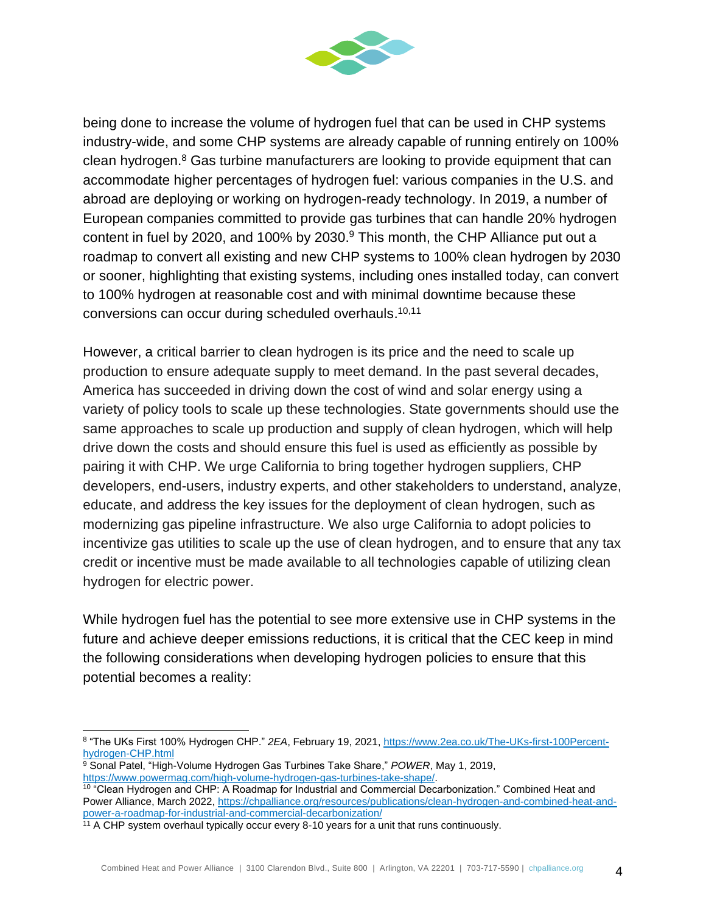being done to increase the volume of hydrogen fuel that can be used in CHP systems industry-wide, and some CHP systems are already capable of running entirely on 100% clean hydrogen.[8] Gas turbine manufacturers are looking to provide equipment that can accommodate higher percentages of hydrogen fuel: various companies in the U.S. and abroad are deploying or working on hydrogen-ready technology. In 2019, a number of European companies committed to provide gas turbines that can handle 20% hydrogen content in fuel by 2020, and 100% by 2030.[9] This month, the CHP Alliance put out a roadmap to convert all existing and new CHP systems to 100% clean hydrogen by 2030 or sooner, highlighting that existing systems, including ones installed today, can convert to 100% hydrogen at reasonable cost and with minimal downtime because these conversions can occur during scheduled overhauls.[10,11]

However, a critical barrier to clean hydrogen is its price and the need to scale up production to ensure adequate supply to meet demand. In the past several decades, America has succeeded in driving down the cost of wind and solar energy using a variety of policy tools to scale up these technologies. State governments should use the same approaches to scale up production and supply of clean hydrogen, which will help drive down the costs and should ensure this fuel is used as efficiently as possible by pairing it with CHP. We urge California to bring together hydrogen suppliers, CHP developers, end-users, industry experts, and other stakeholders to understand, analyze, educate, and address the key issues for the deployment of clean hydrogen, such as modernizing gas pipeline infrastructure. We also urge California to adopt policies to incentivize gas utilities to scale up the use of clean hydrogen, and to ensure that any tax credit or incentive must be made available to all technologies capable of utilizing clean hydrogen for electric power.

While hydrogen fuel has the potential to see more extensive use in CHP systems in the future and achieve deeper emissions reductions, it is critical that the CEC keep in mind the following considerations when developing hydrogen policies to ensure that this potential becomes a reality:

---

[8] "The UKs First 100% Hydrogen CHP." *2EA*, February 19, 2021, https://www.2ea.co.uk/The-UKs-first-100Percent-hydrogen-CHP.html

[9] Sonal Patel, "High-Volume Hydrogen Gas Turbines Take Share," *POWER*, May 1, 2019, https://www.powermag.com/high-volume-hydrogen-gas-turbines-take-shape/.

[10] "Clean Hydrogen and CHP: A Roadmap for Industrial and Commercial Decarbonization." Combined Heat and Power Alliance, March 2022, https://chpalliance.org/resources/publications/clean-hydrogen-and-combined-heat-and-power-a-roadmap-for-industrial-and-commercial-decarbonization/

[11] A CHP system overhaul typically occur every 8-10 years for a unit that runs continuously.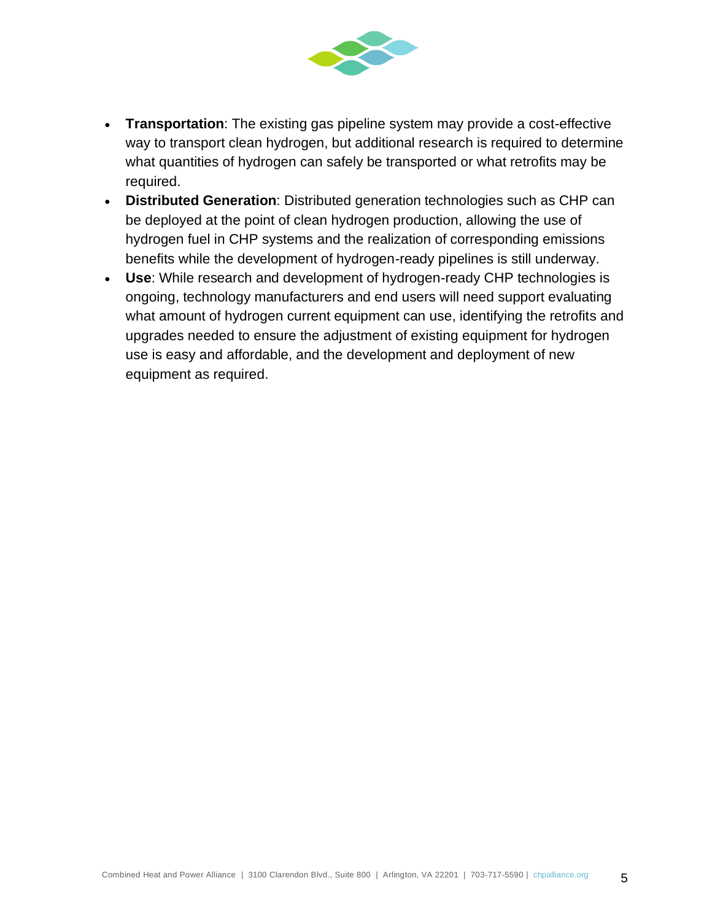- **Transportation**: The existing gas pipeline system may provide a cost-effective way to transport clean hydrogen, but additional research is required to determine what quantities of hydrogen can safely be transported or what retrofits may be required.
- **Distributed Generation**: Distributed generation technologies such as CHP can be deployed at the point of clean hydrogen production, allowing the use of hydrogen fuel in CHP systems and the realization of corresponding emissions benefits while the development of hydrogen-ready pipelines is still underway.
- **Use**: While research and development of hydrogen-ready CHP technologies is ongoing, technology manufacturers and end users will need support evaluating what amount of hydrogen current equipment can use, identifying the retrofits and upgrades needed to ensure the adjustment of existing equipment for hydrogen use is easy and affordable, and the development and deployment of new equipment as required.